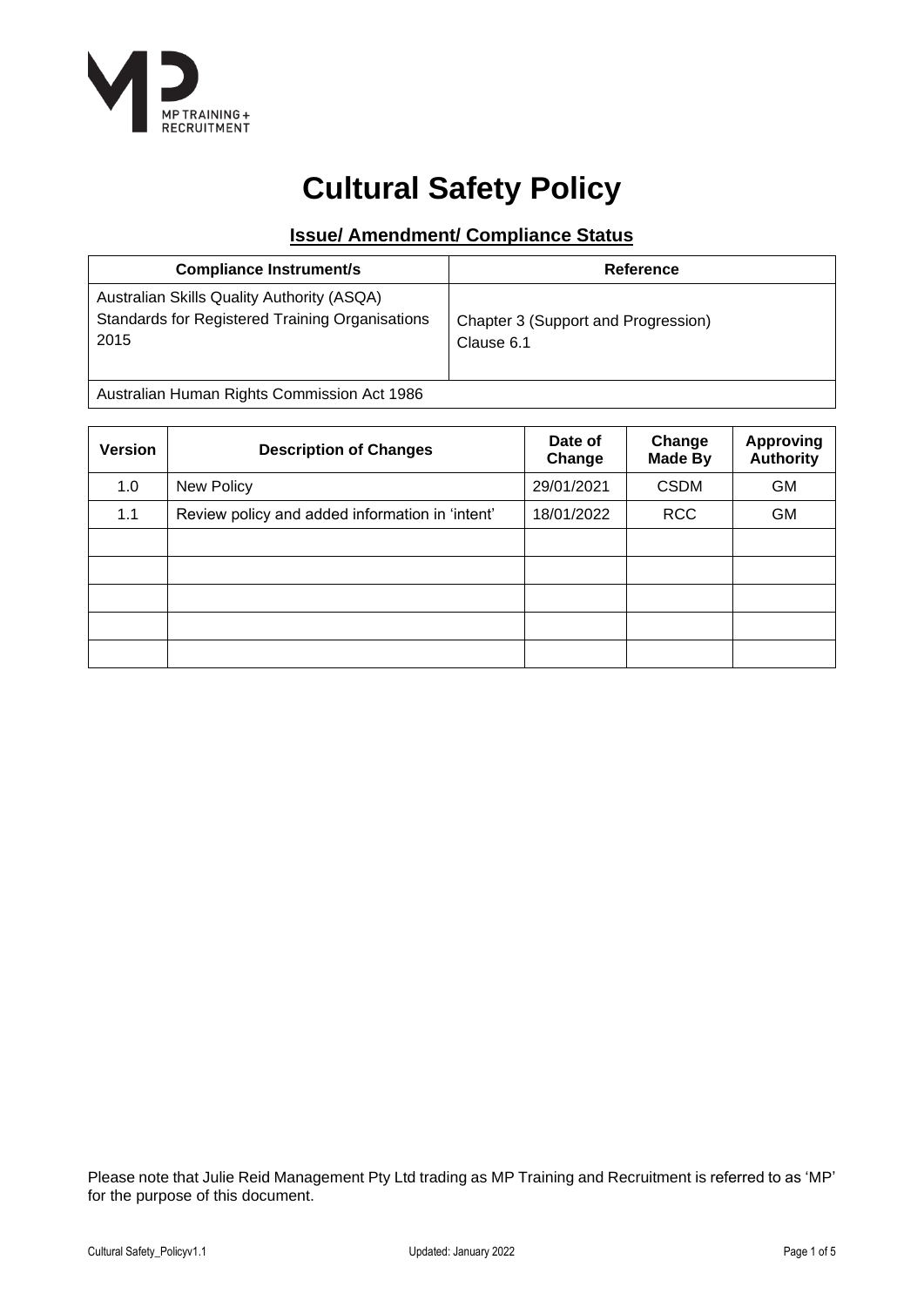# Cultural Safety Policy

## Issue/ Amendment/ Compliance Status

| Compliance Instrument/s | Reference |
|---|---|
| Australian Skills Quality Authority (ASQA) Standards for Registered Training Organisations 2015 | Chapter 3 (Support and Progression) Clause 6.1 |
| Australian Human Rights Commission Act 1986 | |

| Version | Description of Changes | Date of Change | Change Made By | Approving Authority |
|---|---|---|---|---|
| 1.0 | New Policy | 29/01/2021 | CSDM | GM |
| 1.1 | Review policy and added information in 'intent' | 18/01/2022 | RCC | GM |
| | | | | |
| | | | | |
| | | | | |
| | | | | |
| | | | | |

Please note that Julie Reid Management Pty Ltd trading as MP Training and Recruitment is referred to as 'MP' for the purpose of this document.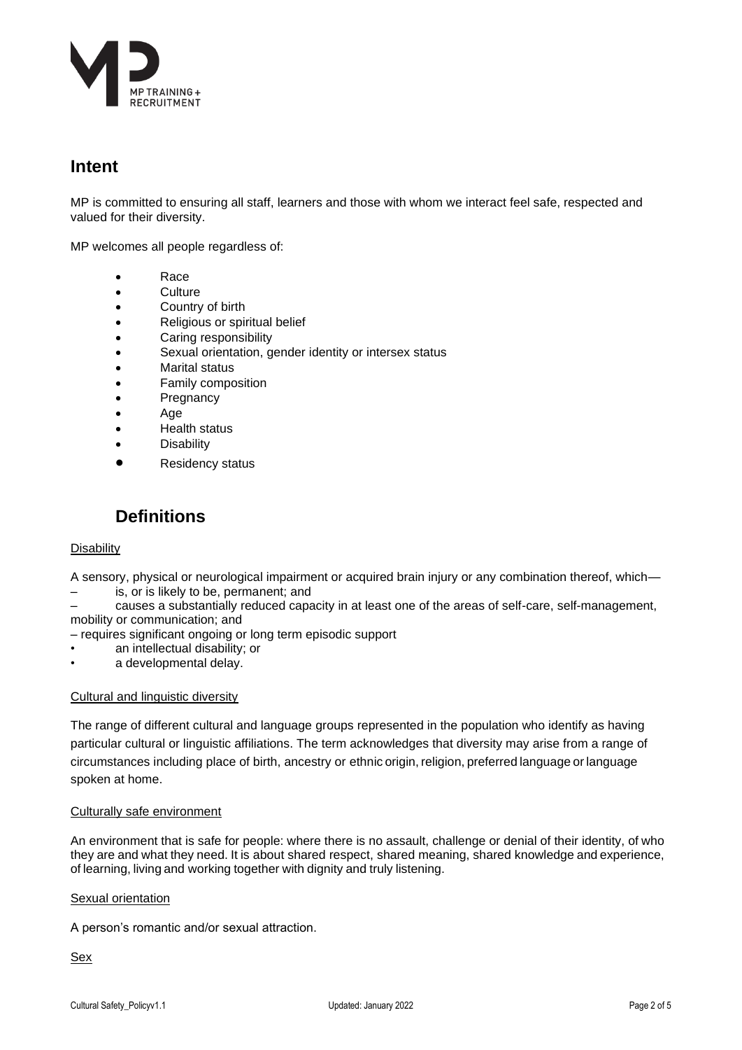## Intent

MP is committed to ensuring all staff, learners and those with whom we interact feel safe, respected and valued for their diversity.

MP welcomes all people regardless of:

- Race
- Culture
- Country of birth
- Religious or spiritual belief
- Caring responsibility
- Sexual orientation, gender identity or intersex status
- Marital status
- Family composition
- Pregnancy
- Age
- Health status
- Disability
- Residency status

## Definitions

Disability

A sensory, physical or neurological impairment or acquired brain injury or any combination thereof, which—

– is, or is likely to be, permanent; and

– causes a substantially reduced capacity in at least one of the areas of self-care, self-management, mobility or communication; and

– requires significant ongoing or long term episodic support

- an intellectual disability; or
- a developmental delay.

Cultural and linguistic diversity

The range of different cultural and language groups represented in the population who identify as having particular cultural or linguistic affiliations. The term acknowledges that diversity may arise from a range of circumstances including place of birth, ancestry or ethnic origin, religion, preferred language or language spoken at home.

Culturally safe environment

An environment that is safe for people: where there is no assault, challenge or denial of their identity, of who they are and what they need. It is about shared respect, shared meaning, shared knowledge and experience, of learning, living and working together with dignity and truly listening.

Sexual orientation

A person's romantic and/or sexual attraction.

Sex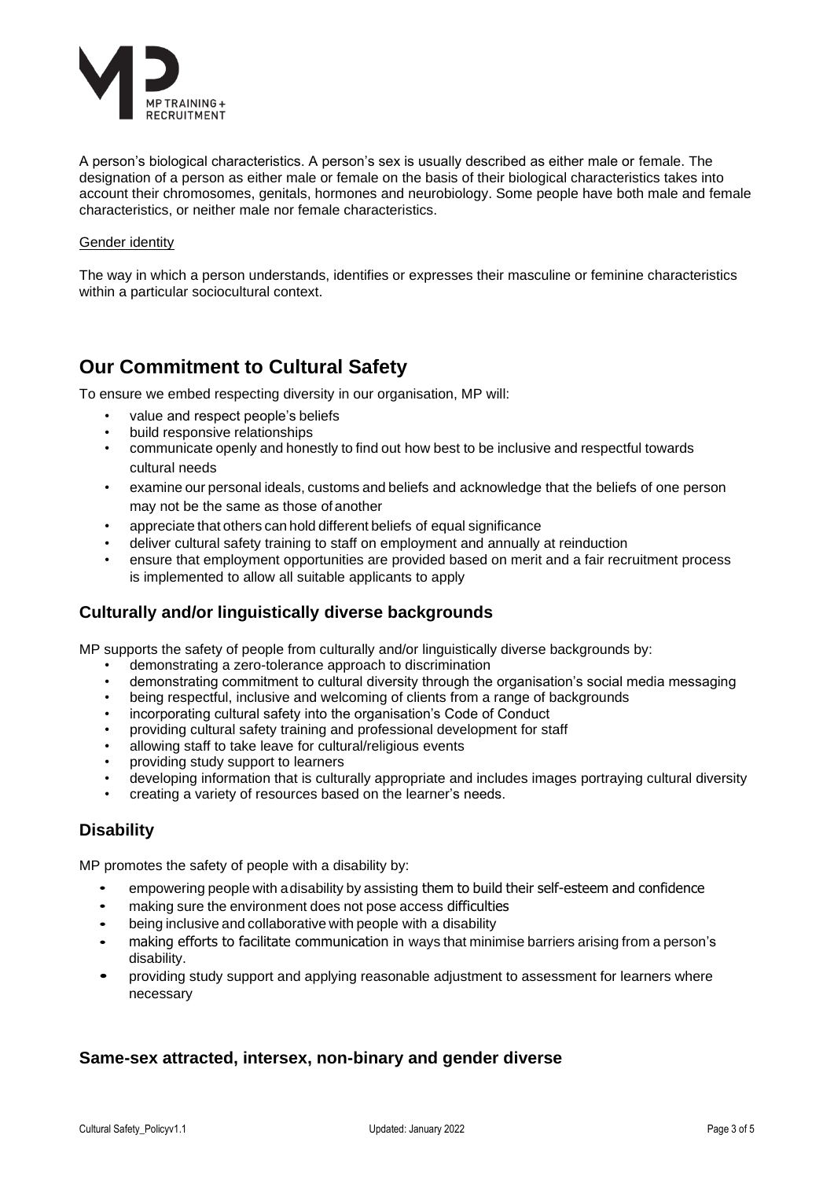A person's biological characteristics. A person's sex is usually described as either male or female. The designation of a person as either male or female on the basis of their biological characteristics takes into account their chromosomes, genitals, hormones and neurobiology. Some people have both male and female characteristics, or neither male nor female characteristics.

Gender identity

The way in which a person understands, identifies or expresses their masculine or feminine characteristics within a particular sociocultural context.

## Our Commitment to Cultural Safety

To ensure we embed respecting diversity in our organisation, MP will:

- value and respect people's beliefs
- build responsive relationships
- communicate openly and honestly to find out how best to be inclusive and respectful towards cultural needs
- examine our personal ideals, customs and beliefs and acknowledge that the beliefs of one person may not be the same as those of another
- appreciate that others can hold different beliefs of equal significance
- deliver cultural safety training to staff on employment and annually at reinduction
- ensure that employment opportunities are provided based on merit and a fair recruitment process is implemented to allow all suitable applicants to apply

### Culturally and/or linguistically diverse backgrounds

MP supports the safety of people from culturally and/or linguistically diverse backgrounds by:

- demonstrating a zero-tolerance approach to discrimination
- demonstrating commitment to cultural diversity through the organisation's social media messaging
- being respectful, inclusive and welcoming of clients from a range of backgrounds
- incorporating cultural safety into the organisation's Code of Conduct
- providing cultural safety training and professional development for staff
- allowing staff to take leave for cultural/religious events
- providing study support to learners
- developing information that is culturally appropriate and includes images portraying cultural diversity
- creating a variety of resources based on the learner's needs.

### Disability

MP promotes the safety of people with a disability by:

- empowering people with a disability by assisting them to build their self-esteem and confidence
- making sure the environment does not pose access difficulties
- being inclusive and collaborative with people with a disability
- making efforts to facilitate communication in ways that minimise barriers arising from a person's disability.
- providing study support and applying reasonable adjustment to assessment for learners where necessary

### Same-sex attracted, intersex, non-binary and gender diverse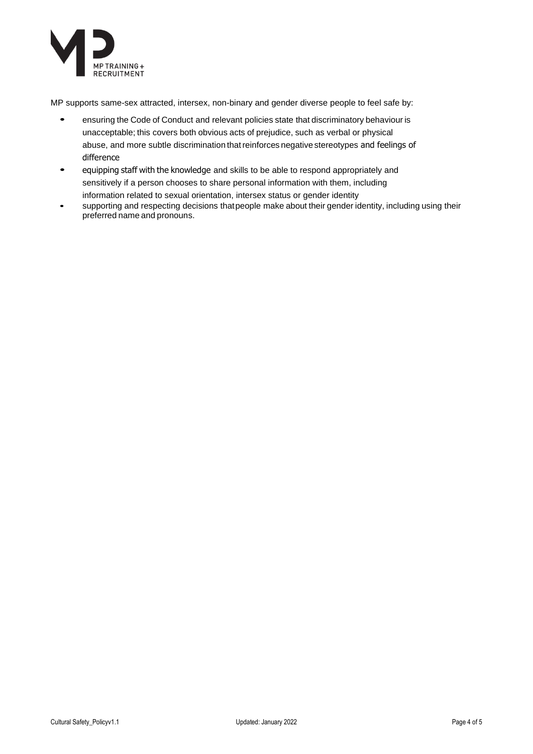MP supports same-sex attracted, intersex, non-binary and gender diverse people to feel safe by:

- ensuring the Code of Conduct and relevant policies state that discriminatory behaviour is unacceptable; this covers both obvious acts of prejudice, such as verbal or physical abuse, and more subtle discrimination that reinforces negative stereotypes and feelings of difference
- equipping staff with the knowledge and skills to be able to respond appropriately and sensitively if a person chooses to share personal information with them, including information related to sexual orientation, intersex status or gender identity
- supporting and respecting decisions that people make about their gender identity, including using their preferred name and pronouns.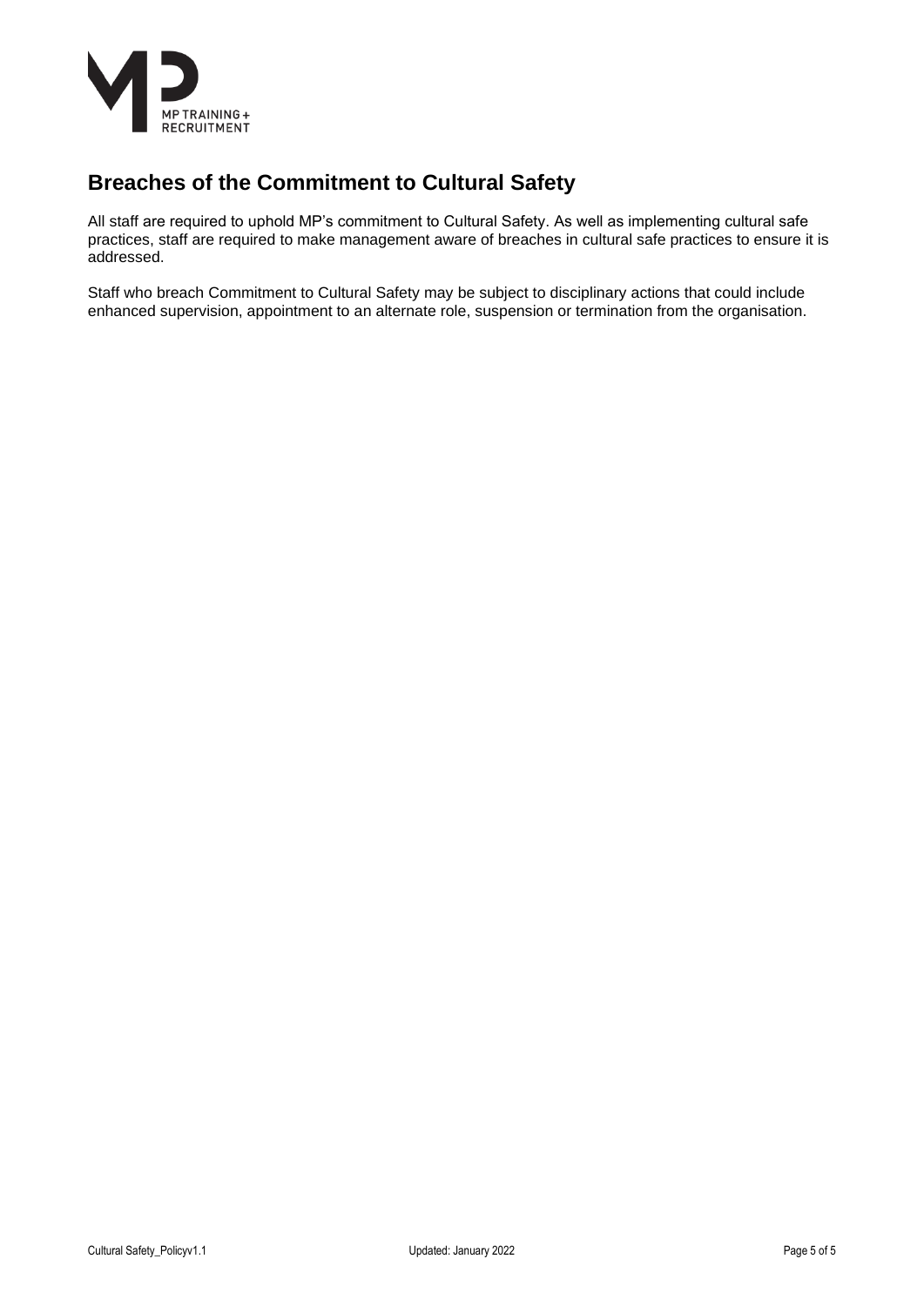## Breaches of the Commitment to Cultural Safety

All staff are required to uphold MP's commitment to Cultural Safety. As well as implementing cultural safe practices, staff are required to make management aware of breaches in cultural safe practices to ensure it is addressed.

Staff who breach Commitment to Cultural Safety may be subject to disciplinary actions that could include enhanced supervision, appointment to an alternate role, suspension or termination from the organisation.